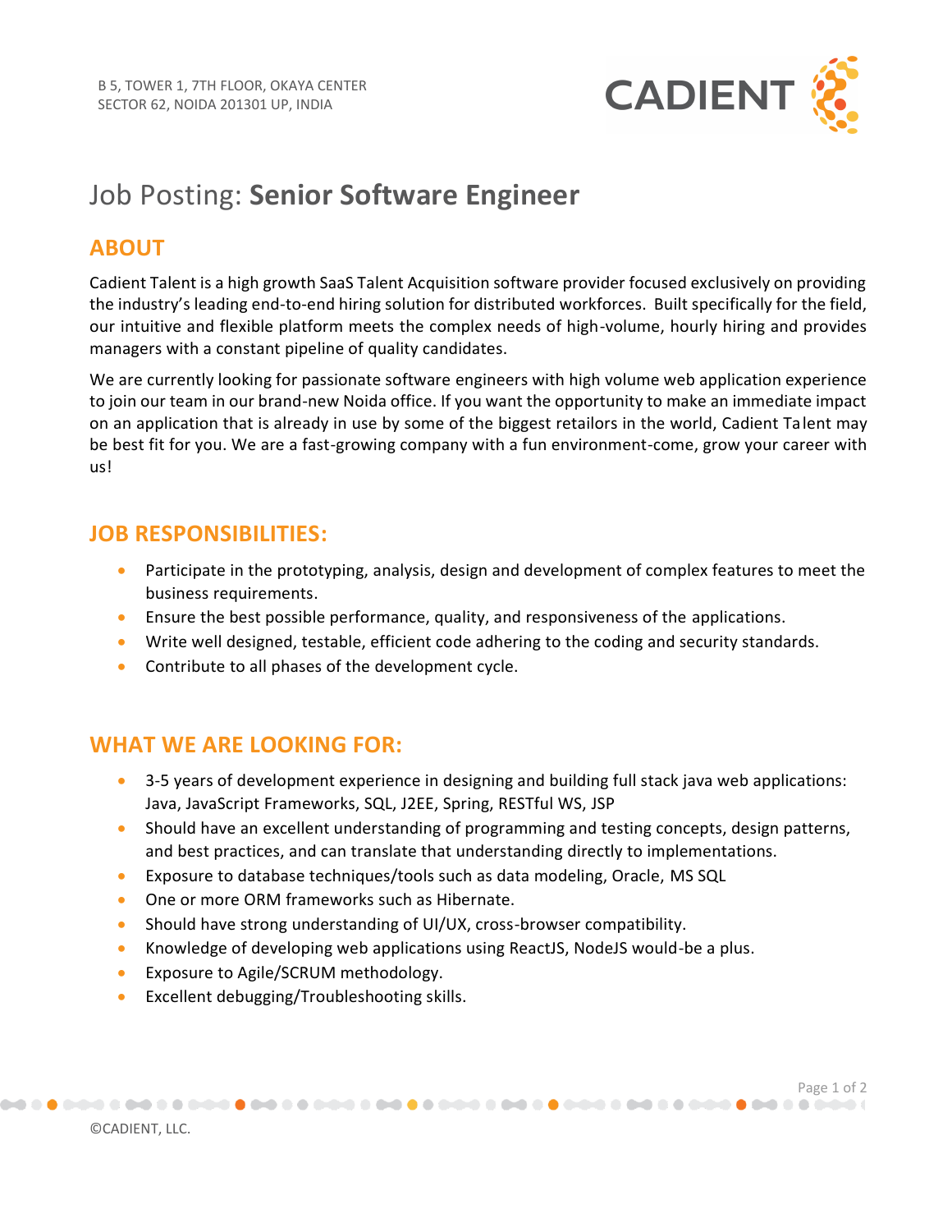B 5, TOWER 1, 7TH FLOOR, OKAYA CENTER
SECTOR 62, NOIDA 201301 UP, INDIA

CADIENT

# Job Posting: **Senior Software Engineer**

## ABOUT

Cadient Talent is a high growth SaaS Talent Acquisition software provider focused exclusively on providing the industry's leading end-to-end hiring solution for distributed workforces. Built specifically for the field, our intuitive and flexible platform meets the complex needs of high-volume, hourly hiring and provides managers with a constant pipeline of quality candidates.

We are currently looking for passionate software engineers with high volume web application experience to join our team in our brand-new Noida office. If you want the opportunity to make an immediate impact on an application that is already in use by some of the biggest retailors in the world, Cadient Talent may be best fit for you. We are a fast-growing company with a fun environment-come, grow your career with us!

## JOB RESPONSIBILITIES:

- Participate in the prototyping, analysis, design and development of complex features to meet the business requirements.
- Ensure the best possible performance, quality, and responsiveness of the applications.
- Write well designed, testable, efficient code adhering to the coding and security standards.
- Contribute to all phases of the development cycle.

## WHAT WE ARE LOOKING FOR:

- 3-5 years of development experience in designing and building full stack java web applications: Java, JavaScript Frameworks, SQL, J2EE, Spring, RESTful WS, JSP
- Should have an excellent understanding of programming and testing concepts, design patterns, and best practices, and can translate that understanding directly to implementations.
- Exposure to database techniques/tools such as data modeling, Oracle, MS SQL
- One or more ORM frameworks such as Hibernate.
- Should have strong understanding of UI/UX, cross-browser compatibility.
- Knowledge of developing web applications using ReactJS, NodeJS would-be a plus.
- Exposure to Agile/SCRUM methodology.
- Excellent debugging/Troubleshooting skills.

©CADIENT, LLC.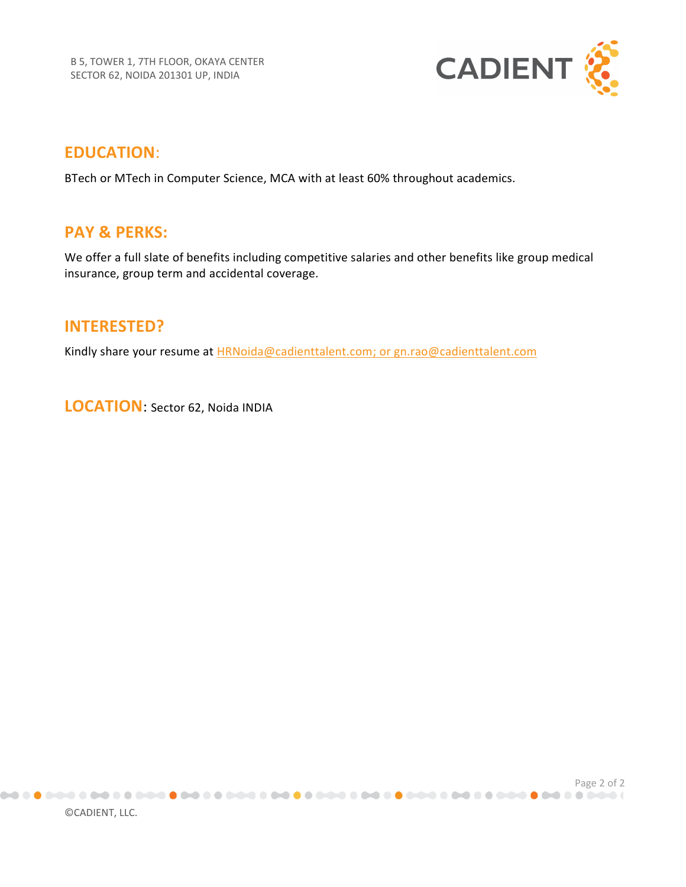## EDUCATION:

BTech or MTech in Computer Science, MCA with at least 60% throughout academics.

## PAY & PERKS:

We offer a full slate of benefits including competitive salaries and other benefits like group medical insurance, group term and accidental coverage.

## INTERESTED?

Kindly share your resume at HRNoida@cadienttalent.com; or gn.rao@cadienttalent.com

## LOCATION: Sector 62, Noida INDIA